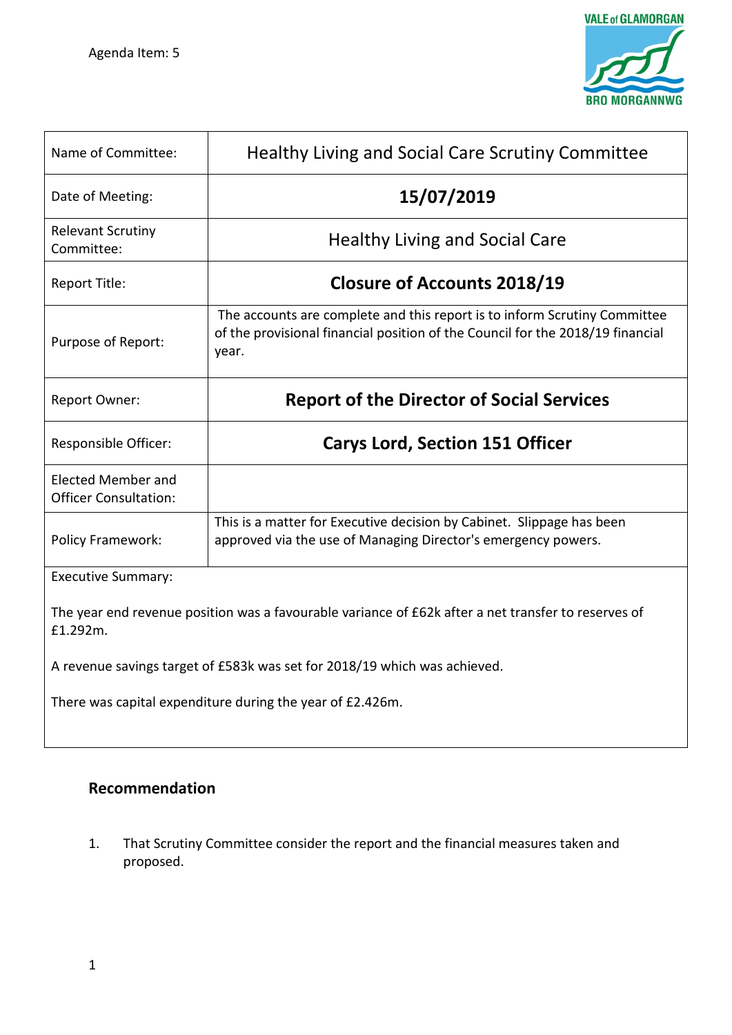Agenda Item: 5

| Name of Committee: | Healthy Living and Social Care Scrutiny Committee |
|---|---|
| Date of Meeting: | **15/07/2019** |
| Relevant Scrutiny Committee: | Healthy Living and Social Care |
| Report Title: | **Closure of Accounts 2018/19** |
| Purpose of Report: | The accounts are complete and this report is to inform Scrutiny Committee of the provisional financial position of the Council for the 2018/19 financial year. |
| Report Owner: | **Report of the Director of Social Services** |
| Responsible Officer: | **Carys Lord, Section 151 Officer** |
| Elected Member and Officer Consultation: | |
| Policy Framework: | This is a matter for Executive decision by Cabinet. Slippage has been approved via the use of Managing Director's emergency powers. |

Executive Summary:

The year end revenue position was a favourable variance of £62k after a net transfer to reserves of £1.292m.

A revenue savings target of £583k was set for 2018/19 which was achieved.

There was capital expenditure during the year of £2.426m.

## Recommendation

1. That Scrutiny Committee consider the report and the financial measures taken and proposed.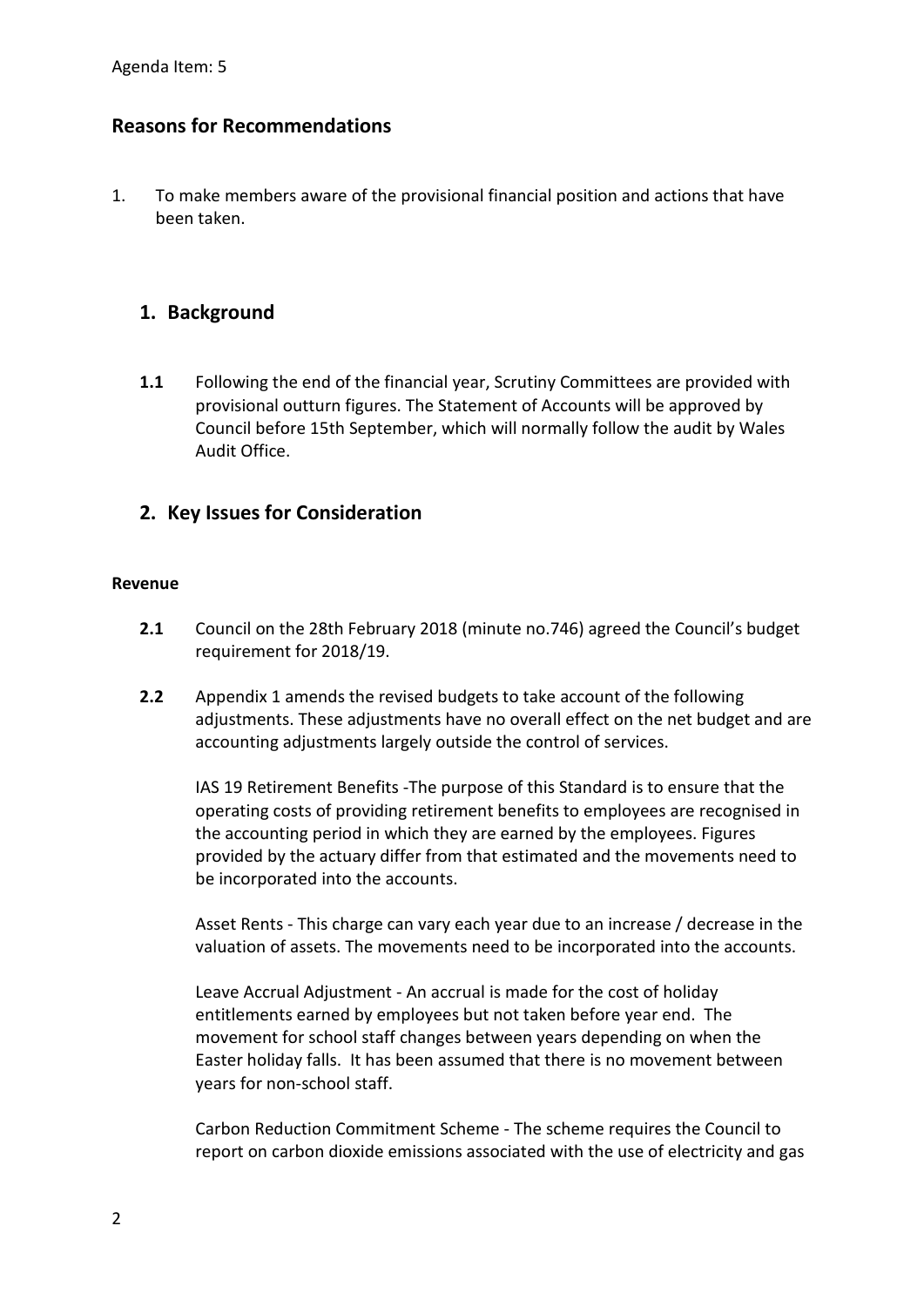Agenda Item: 5

## Reasons for Recommendations

1. To make members aware of the provisional financial position and actions that have been taken.

## 1. Background

**1.1** Following the end of the financial year, Scrutiny Committees are provided with provisional outturn figures. The Statement of Accounts will be approved by Council before 15th September, which will normally follow the audit by Wales Audit Office.

## 2. Key Issues for Consideration

**Revenue**

**2.1** Council on the 28th February 2018 (minute no.746) agreed the Council's budget requirement for 2018/19.

**2.2** Appendix 1 amends the revised budgets to take account of the following adjustments. These adjustments have no overall effect on the net budget and are accounting adjustments largely outside the control of services.

IAS 19 Retirement Benefits -The purpose of this Standard is to ensure that the operating costs of providing retirement benefits to employees are recognised in the accounting period in which they are earned by the employees. Figures provided by the actuary differ from that estimated and the movements need to be incorporated into the accounts.

Asset Rents - This charge can vary each year due to an increase / decrease in the valuation of assets. The movements need to be incorporated into the accounts.

Leave Accrual Adjustment - An accrual is made for the cost of holiday entitlements earned by employees but not taken before year end. The movement for school staff changes between years depending on when the Easter holiday falls. It has been assumed that there is no movement between years for non-school staff.

Carbon Reduction Commitment Scheme - The scheme requires the Council to report on carbon dioxide emissions associated with the use of electricity and gas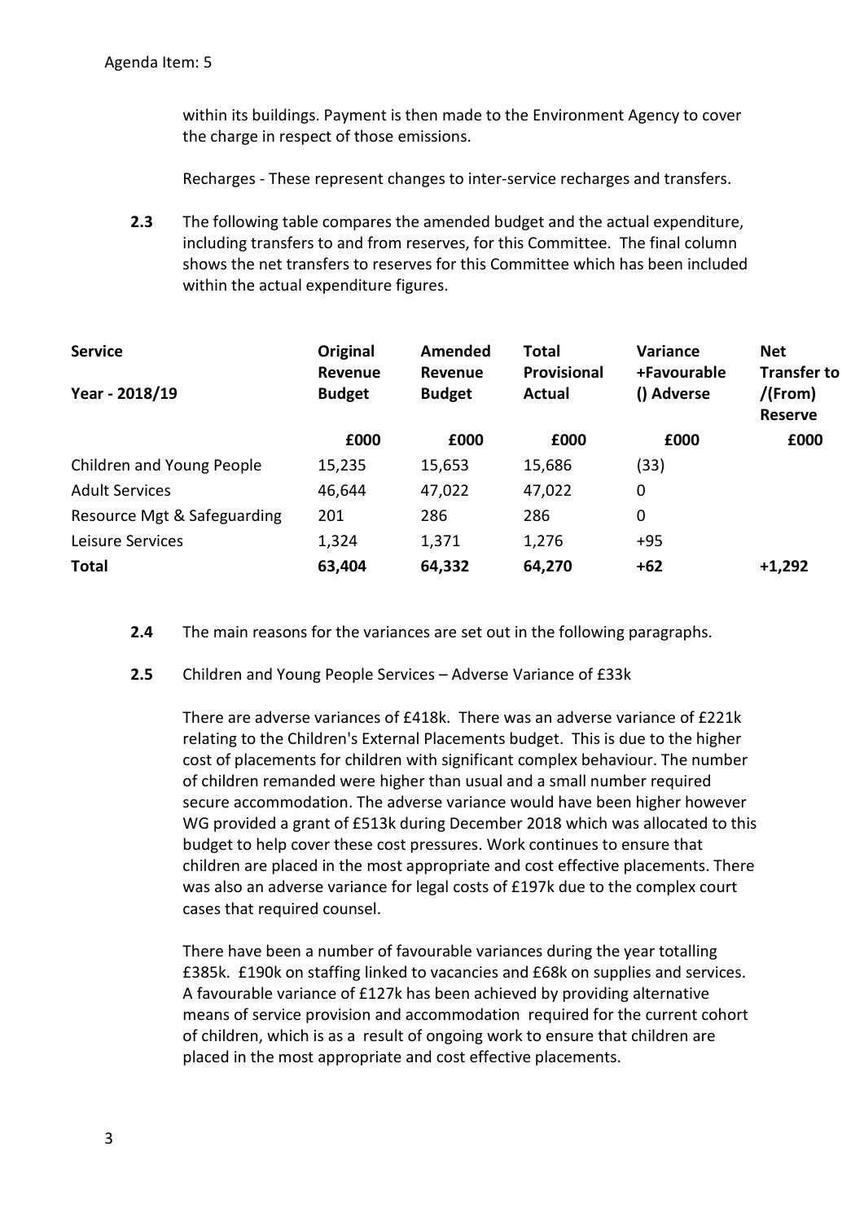within its buildings. Payment is then made to the Environment Agency to cover the charge in respect of those emissions.

Recharges - These represent changes to inter-service recharges and transfers.

**2.3** The following table compares the amended budget and the actual expenditure, including transfers to and from reserves, for this Committee. The final column shows the net transfers to reserves for this Committee which has been included within the actual expenditure figures.

| **Service**<br><br>**Year - 2018/19** | **Original Revenue Budget** | **Amended Revenue Budget** | **Total Provisional Actual** | **Variance +Favourable () Adverse** | **Net Transfer to /(From) Reserve** |
|---|---|---|---|---|---|
| | **£000** | **£000** | **£000** | **£000** | **£000** |
| Children and Young People | 15,235 | 15,653 | 15,686 | (33) | |
| Adult Services | 46,644 | 47,022 | 47,022 | 0 | |
| Resource Mgt & Safeguarding | 201 | 286 | 286 | 0 | |
| Leisure Services | 1,324 | 1,371 | 1,276 | +95 | |
| **Total** | **63,404** | **64,332** | **64,270** | **+62** | **+1,292** |

**2.4** The main reasons for the variances are set out in the following paragraphs.

**2.5** Children and Young People Services – Adverse Variance of £33k

There are adverse variances of £418k. There was an adverse variance of £221k relating to the Children's External Placements budget. This is due to the higher cost of placements for children with significant complex behaviour. The number of children remanded were higher than usual and a small number required secure accommodation. The adverse variance would have been higher however WG provided a grant of £513k during December 2018 which was allocated to this budget to help cover these cost pressures. Work continues to ensure that children are placed in the most appropriate and cost effective placements. There was also an adverse variance for legal costs of £197k due to the complex court cases that required counsel.

There have been a number of favourable variances during the year totalling £385k. £190k on staffing linked to vacancies and £68k on supplies and services. A favourable variance of £127k has been achieved by providing alternative means of service provision and accommodation required for the current cohort of children, which is as a result of ongoing work to ensure that children are placed in the most appropriate and cost effective placements.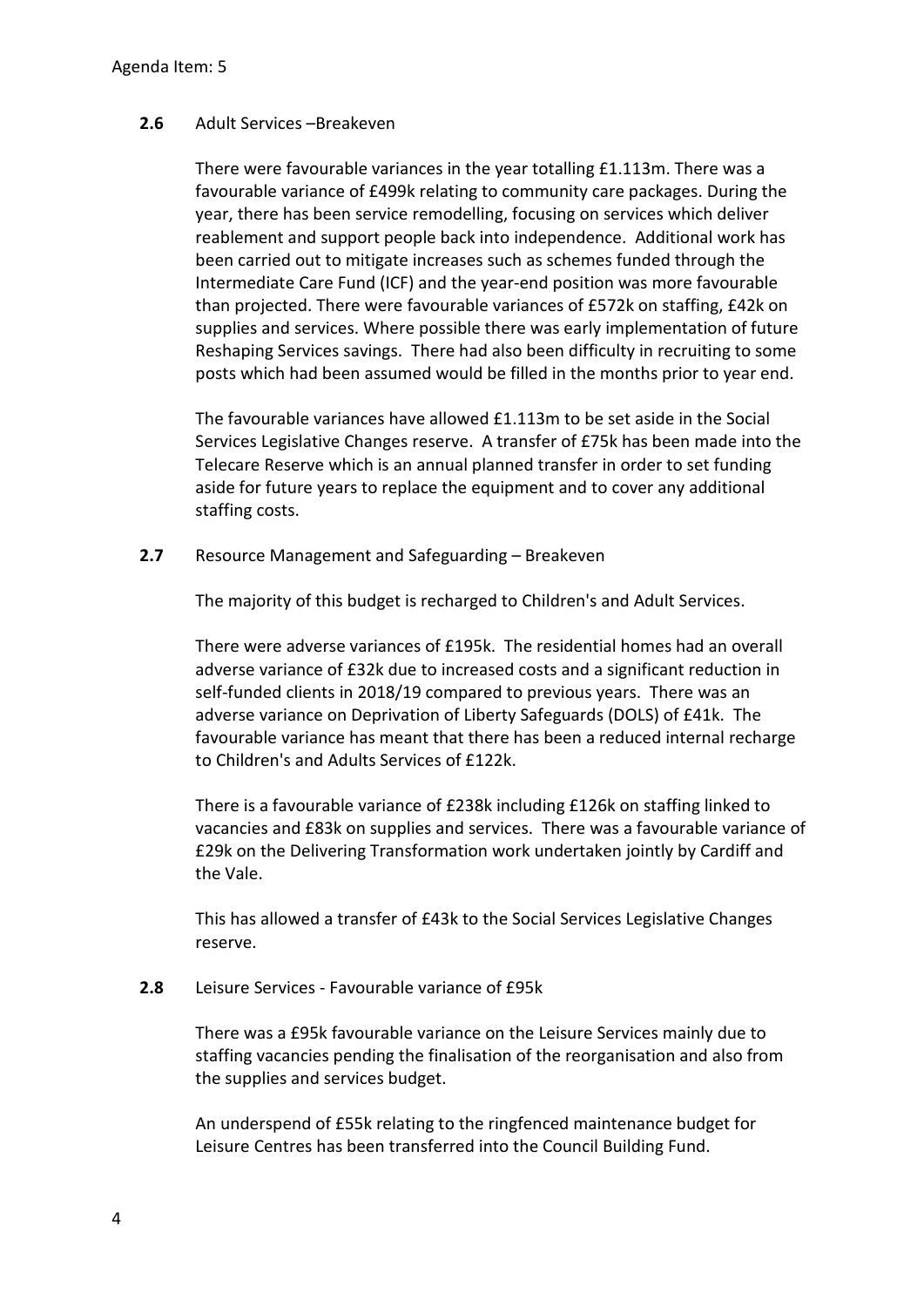**2.6** Adult Services –Breakeven

There were favourable variances in the year totalling £1.113m. There was a favourable variance of £499k relating to community care packages. During the year, there has been service remodelling, focusing on services which deliver reablement and support people back into independence. Additional work has been carried out to mitigate increases such as schemes funded through the Intermediate Care Fund (ICF) and the year-end position was more favourable than projected. There were favourable variances of £572k on staffing, £42k on supplies and services. Where possible there was early implementation of future Reshaping Services savings. There had also been difficulty in recruiting to some posts which had been assumed would be filled in the months prior to year end.

The favourable variances have allowed £1.113m to be set aside in the Social Services Legislative Changes reserve. A transfer of £75k has been made into the Telecare Reserve which is an annual planned transfer in order to set funding aside for future years to replace the equipment and to cover any additional staffing costs.

**2.7** Resource Management and Safeguarding – Breakeven

The majority of this budget is recharged to Children's and Adult Services.

There were adverse variances of £195k. The residential homes had an overall adverse variance of £32k due to increased costs and a significant reduction in self-funded clients in 2018/19 compared to previous years. There was an adverse variance on Deprivation of Liberty Safeguards (DOLS) of £41k. The favourable variance has meant that there has been a reduced internal recharge to Children's and Adults Services of £122k.

There is a favourable variance of £238k including £126k on staffing linked to vacancies and £83k on supplies and services. There was a favourable variance of £29k on the Delivering Transformation work undertaken jointly by Cardiff and the Vale.

This has allowed a transfer of £43k to the Social Services Legislative Changes reserve.

**2.8** Leisure Services - Favourable variance of £95k

There was a £95k favourable variance on the Leisure Services mainly due to staffing vacancies pending the finalisation of the reorganisation and also from the supplies and services budget.

An underspend of £55k relating to the ringfenced maintenance budget for Leisure Centres has been transferred into the Council Building Fund.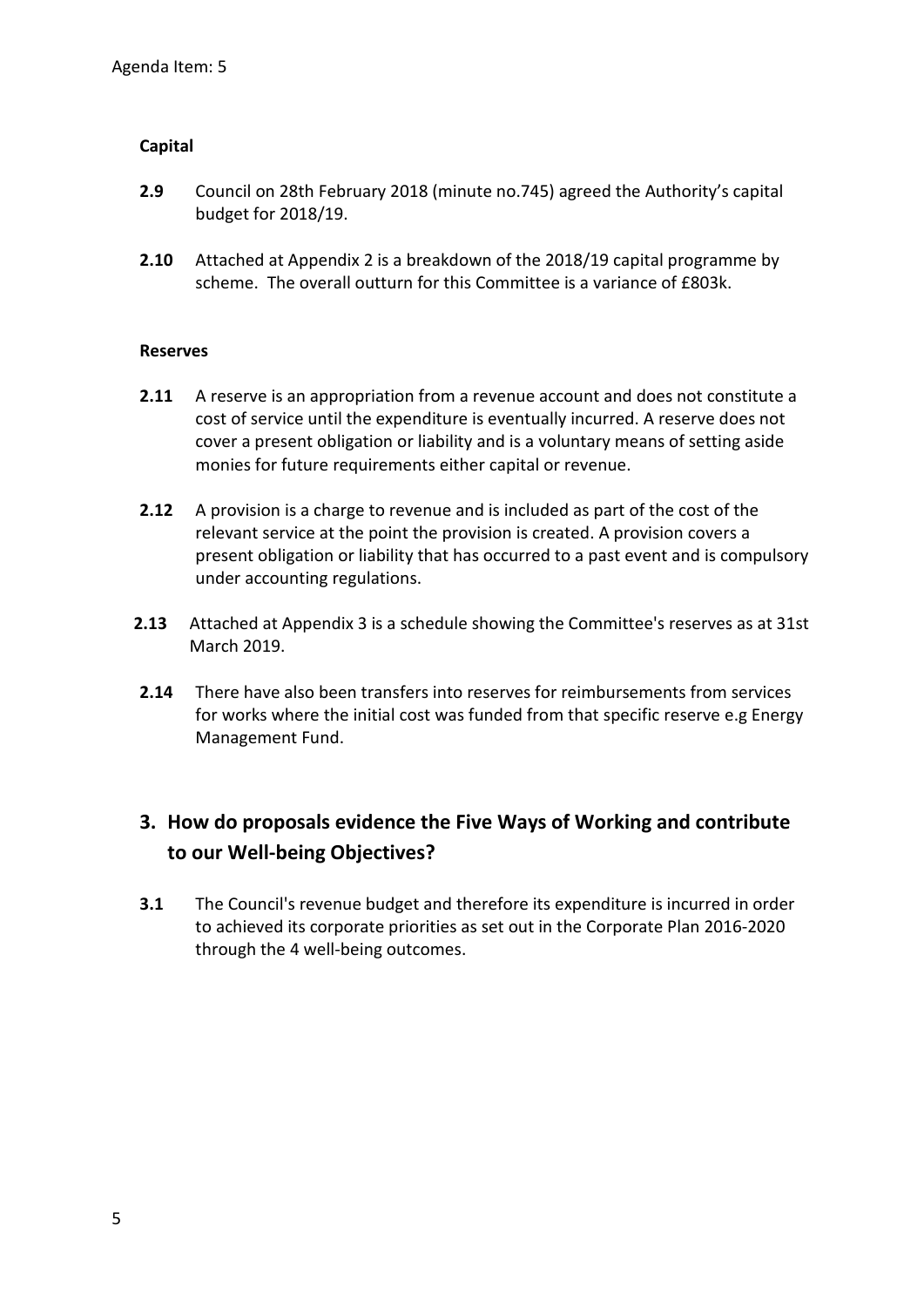**Capital**

**2.9** Council on 28th February 2018 (minute no.745) agreed the Authority's capital budget for 2018/19.

**2.10** Attached at Appendix 2 is a breakdown of the 2018/19 capital programme by scheme. The overall outturn for this Committee is a variance of £803k.

**Reserves**

**2.11** A reserve is an appropriation from a revenue account and does not constitute a cost of service until the expenditure is eventually incurred. A reserve does not cover a present obligation or liability and is a voluntary means of setting aside monies for future requirements either capital or revenue.

**2.12** A provision is a charge to revenue and is included as part of the cost of the relevant service at the point the provision is created. A provision covers a present obligation or liability that has occurred to a past event and is compulsory under accounting regulations.

**2.13** Attached at Appendix 3 is a schedule showing the Committee's reserves as at 31st March 2019.

**2.14** There have also been transfers into reserves for reimbursements from services for works where the initial cost was funded from that specific reserve e.g Energy Management Fund.

## 3. How do proposals evidence the Five Ways of Working and contribute to our Well-being Objectives?

**3.1** The Council's revenue budget and therefore its expenditure is incurred in order to achieved its corporate priorities as set out in the Corporate Plan 2016-2020 through the 4 well-being outcomes.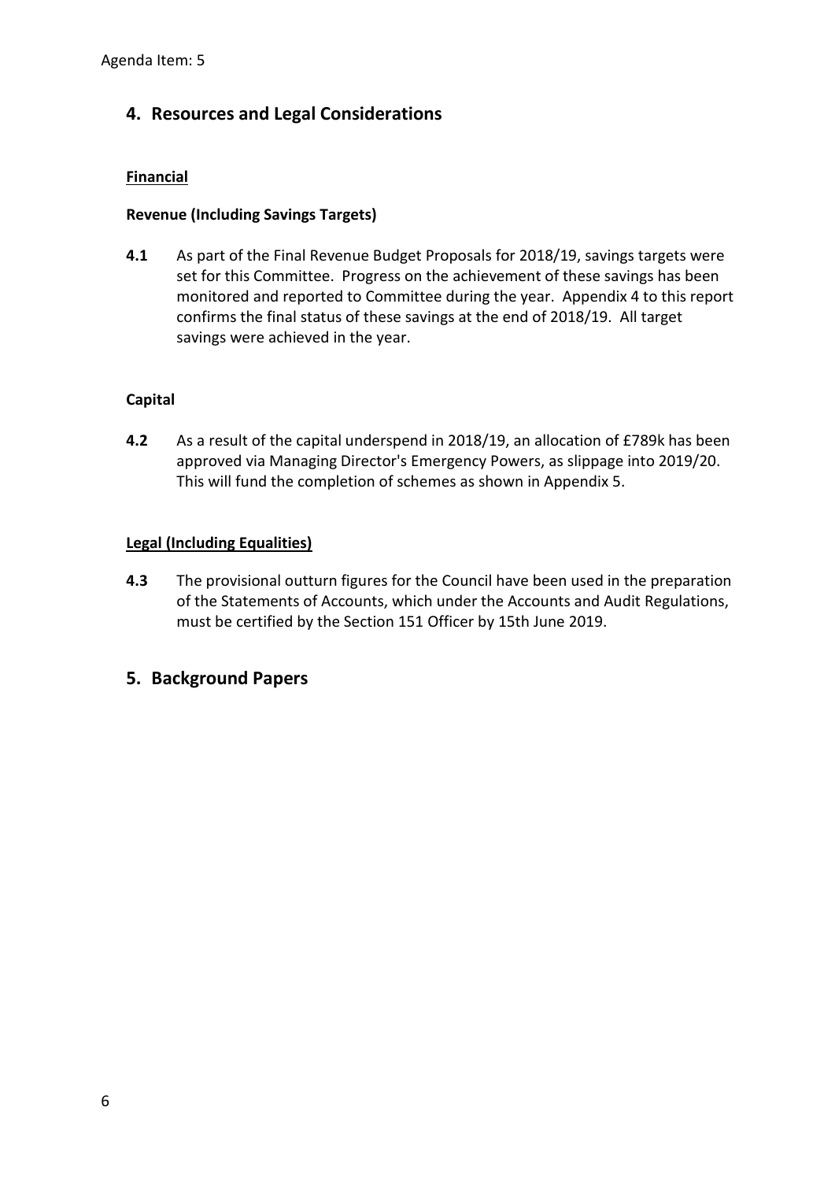## 4. Resources and Legal Considerations

**Financial**

**Revenue (Including Savings Targets)**

**4.1** As part of the Final Revenue Budget Proposals for 2018/19, savings targets were set for this Committee. Progress on the achievement of these savings has been monitored and reported to Committee during the year. Appendix 4 to this report confirms the final status of these savings at the end of 2018/19. All target savings were achieved in the year.

**Capital**

**4.2** As a result of the capital underspend in 2018/19, an allocation of £789k has been approved via Managing Director's Emergency Powers, as slippage into 2019/20. This will fund the completion of schemes as shown in Appendix 5.

**Legal (Including Equalities)**

**4.3** The provisional outturn figures for the Council have been used in the preparation of the Statements of Accounts, which under the Accounts and Audit Regulations, must be certified by the Section 151 Officer by 15th June 2019.

## 5. Background Papers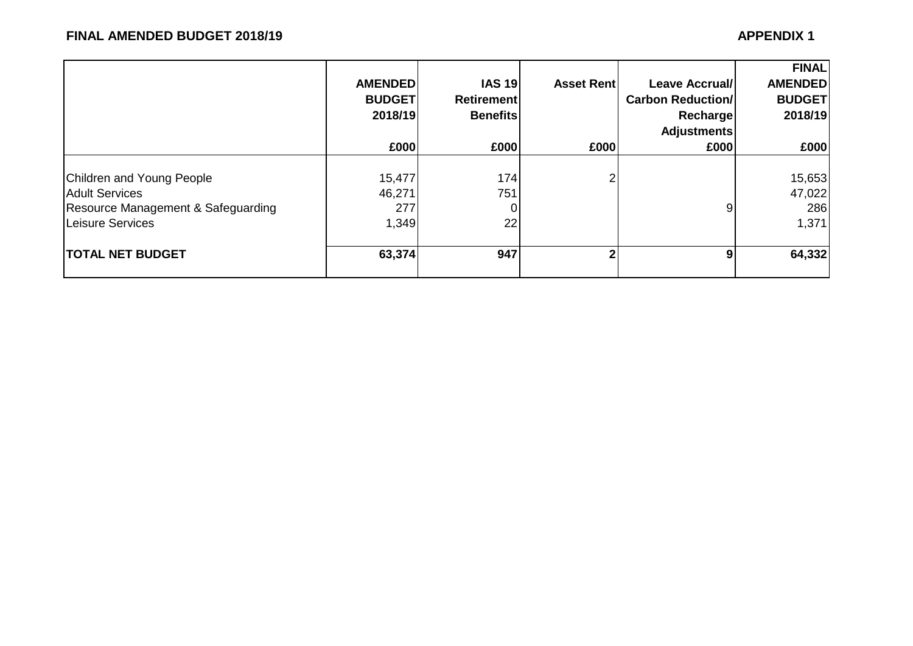**FINAL AMENDED BUDGET 2018/19** **APPENDIX 1**

| | AMENDED BUDGET 2018/19 | IAS 19 Retirement Benefits | Asset Rent | Leave Accrual/ Carbon Reduction/ Recharge Adjustments | FINAL AMENDED BUDGET 2018/19 |
|---|---|---|---|---|---|
| | £000 | £000 | £000 | £000 | £000 |
| Children and Young People | 15,477 | 174 | 2 | | 15,653 |
| Adult Services | 46,271 | 751 | | | 47,022 |
| Resource Management & Safeguarding | 277 | 0 | | 9 | 286 |
| Leisure Services | 1,349 | 22 | | | 1,371 |
| **TOTAL NET BUDGET** | **63,374** | **947** | **2** | **9** | **64,332** |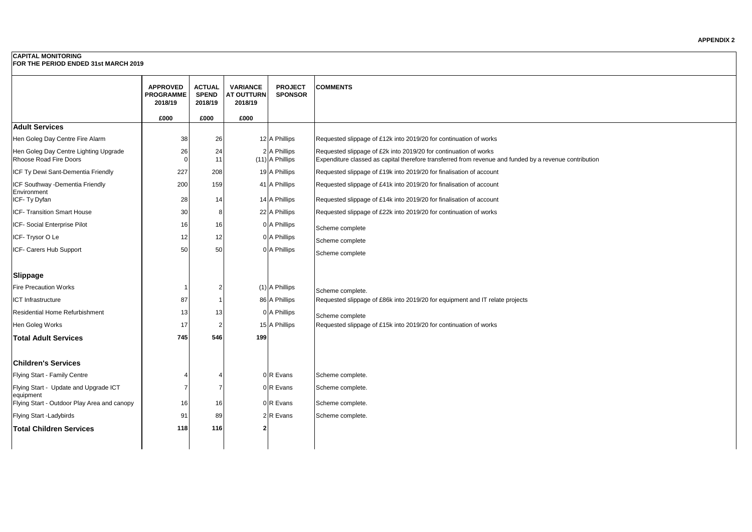**APPENDIX 2**

**CAPITAL MONITORING**
**FOR THE PERIOD ENDED 31st MARCH 2019**

| | APPROVED PROGRAMME 2018/19 | ACTUAL SPEND 2018/19 | VARIANCE AT OUTTURN 2018/19 | PROJECT SPONSOR | COMMENTS |
|---|---|---|---|---|---|
| | £000 | £000 | £000 | | |
| **Adult Services** | | | | | |
| Hen Goleg Day Centre Fire Alarm | 38 | 26 | 12 | A Phillips | Requested slippage of £12k into 2019/20 for continuation of works |
| Hen Goleg Day Centre Lighting Upgrade | 26 | 24 | 2 | A Phillips | Requested slippage of £2k into 2019/20 for continuation of works |
| Rhoose Road Fire Doors | 0 | 11 | (11) | A Phillips | Expenditure classed as capital therefore transferred from revenue and funded by a revenue contribution |
| ICF Ty Dewi Sant-Dementia Friendly | 227 | 208 | 19 | A Phillips | Requested slippage of £19k into 2019/20 for finalisation of account |
| ICF Southway -Dementia Friendly Environment | 200 | 159 | 41 | A Phillips | Requested slippage of £41k into 2019/20 for finalisation of account |
| ICF- Ty Dyfan | 28 | 14 | 14 | A Phillips | Requested slippage of £14k into 2019/20 for finalisation of account |
| ICF- Transition Smart House | 30 | 8 | 22 | A Phillips | Requested slippage of £22k into 2019/20 for continuation of works |
| ICF- Social Enterprise Pilot | 16 | 16 | 0 | A Phillips | Scheme complete |
| ICF- Trysor O Le | 12 | 12 | 0 | A Phillips | Scheme complete |
| ICF- Carers Hub Support | 50 | 50 | 0 | A Phillips | Scheme complete |
| **Slippage** | | | | | |
| Fire Precaution Works | 1 | 2 | (1) | A Phillips | Scheme complete. |
| ICT Infrastructure | 87 | 1 | 86 | A Phillips | Requested slippage of £86k into 2019/20 for equipment and IT relate projects |
| Residential Home Refurbishment | 13 | 13 | 0 | A Phillips | Scheme complete |
| Hen Goleg Works | 17 | 2 | 15 | A Phillips | Requested slippage of £15k into 2019/20 for continuation of works |
| **Total Adult Services** | **745** | **546** | **199** | | |
| **Children's Services** | | | | | |
| Flying Start - Family Centre | 4 | 4 | 0 | R Evans | Scheme complete. |
| Flying Start - Update and Upgrade ICT equipment | 7 | 7 | 0 | R Evans | Scheme complete. |
| Flying Start - Outdoor Play Area and canopy | 16 | 16 | 0 | R Evans | Scheme complete. |
| Flying Start -Ladybirds | 91 | 89 | 2 | R Evans | Scheme complete. |
| **Total Children Services** | **118** | **116** | **2** | | |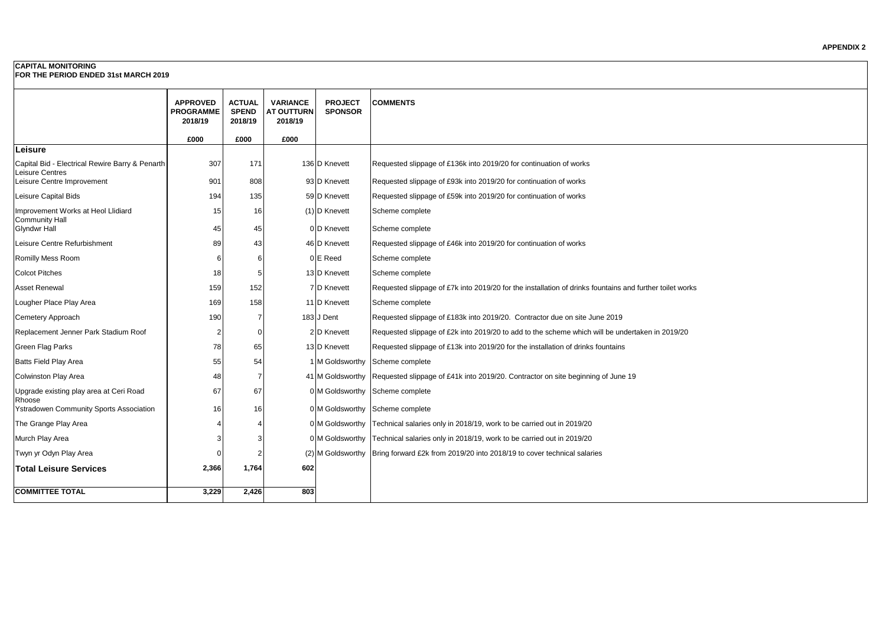**APPENDIX 2**

**CAPITAL MONITORING**
**FOR THE PERIOD ENDED 31st MARCH 2019**

| | APPROVED PROGRAMME 2018/19 | ACTUAL SPEND 2018/19 | VARIANCE AT OUTTURN 2018/19 | PROJECT SPONSOR | COMMENTS |
|---|---|---|---|---|---|
| | £000 | £000 | £000 | | |
| **Leisure** | | | | | |
| Capital Bid - Electrical Rewire Barry & Penarth Leisure Centres | 307 | 171 | 136 | D Knevett | Requested slippage of £136k into 2019/20 for continuation of works |
| Leisure Centre Improvement | 901 | 808 | 93 | D Knevett | Requested slippage of £93k into 2019/20 for continuation of works |
| Leisure Capital Bids | 194 | 135 | 59 | D Knevett | Requested slippage of £59k into 2019/20 for continuation of works |
| Improvement Works at Heol Llidiard Community Hall | 15 | 16 | (1) | D Knevett | Scheme complete |
| Glyndwr Hall | 45 | 45 | 0 | D Knevett | Scheme complete |
| Leisure Centre Refurbishment | 89 | 43 | 46 | D Knevett | Requested slippage of £46k into 2019/20 for continuation of works |
| Romilly Mess Room | 6 | 6 | 0 | E Reed | Scheme complete |
| Colcot Pitches | 18 | 5 | 13 | D Knevett | Scheme complete |
| Asset Renewal | 159 | 152 | 7 | D Knevett | Requested slippage of £7k into 2019/20 for the installation of drinks fountains and further toilet works |
| Lougher Place Play Area | 169 | 158 | 11 | D Knevett | Scheme complete |
| Cemetery Approach | 190 | 7 | 183 | J Dent | Requested slippage of £183k into 2019/20. Contractor due on site June 2019 |
| Replacement Jenner Park Stadium Roof | 2 | 0 | 2 | D Knevett | Requested slippage of £2k into 2019/20 to add to the scheme which will be undertaken in 2019/20 |
| Green Flag Parks | 78 | 65 | 13 | D Knevett | Requested slippage of £13k into 2019/20 for the installation of drinks fountains |
| Batts Field Play Area | 55 | 54 | 1 | M Goldsworthy | Scheme complete |
| Colwinston Play Area | 48 | 7 | 41 | M Goldsworthy | Requested slippage of £41k into 2019/20. Contractor on site beginning of June 19 |
| Upgrade existing play area at Ceri Road Rhoose | 67 | 67 | 0 | M Goldsworthy | Scheme complete |
| Ystradowen Community Sports Association | 16 | 16 | 0 | M Goldsworthy | Scheme complete |
| The Grange Play Area | 4 | 4 | 0 | M Goldsworthy | Technical salaries only in 2018/19, work to be carried out in 2019/20 |
| Murch Play Area | 3 | 3 | 0 | M Goldsworthy | Technical salaries only in 2018/19, work to be carried out in 2019/20 |
| Twyn yr Odyn Play Area | 0 | 2 | (2) | M Goldsworthy | Bring forward £2k from 2019/20 into 2018/19 to cover technical salaries |
| **Total Leisure Services** | **2,366** | **1,764** | **602** | | |
| **COMMITTEE TOTAL** | **3,229** | **2,426** | **803** | | |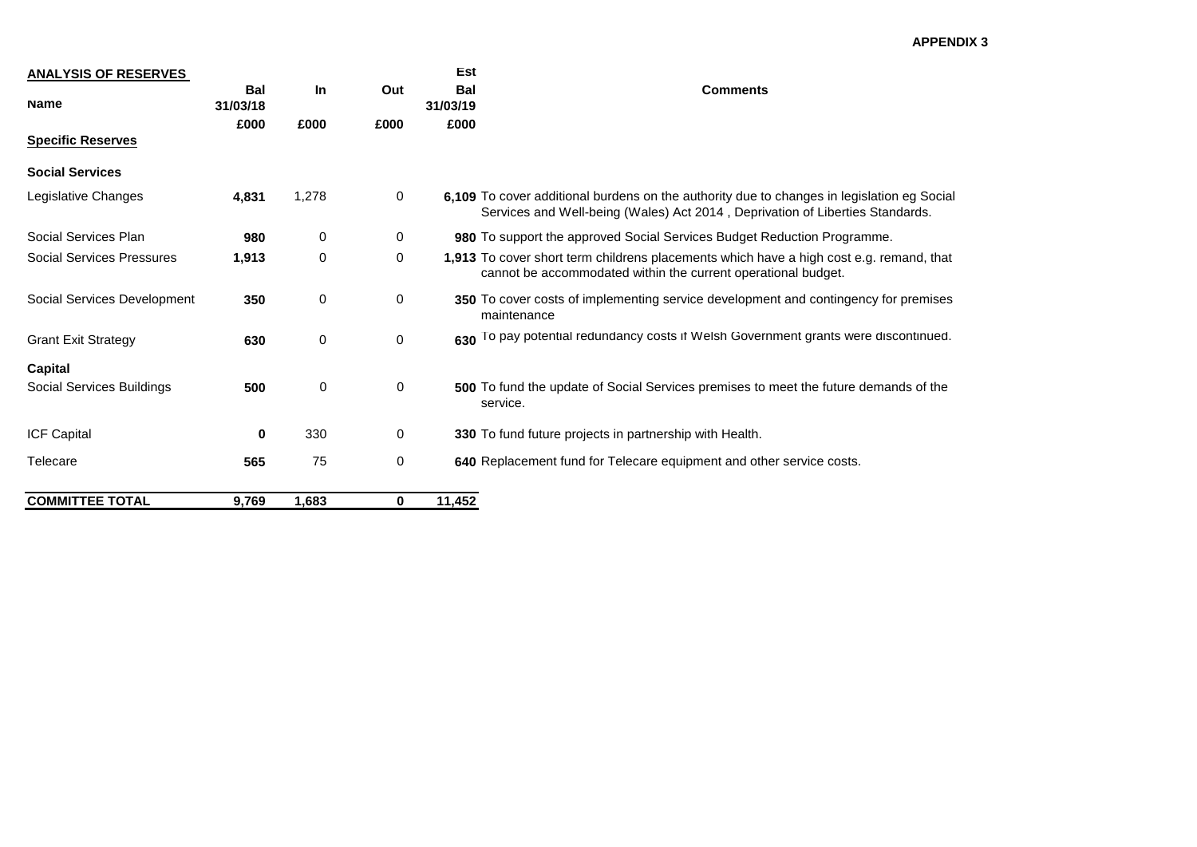**APPENDIX 3**

| **ANALYSIS OF RESERVES** | | | | **Est** | |
|---|---|---|---|---|---|
| **Name** | **Bal 31/03/18** | **In** | **Out** | **Bal 31/03/19** | **Comments** |
| | **£000** | **£000** | **£000** | **£000** | |
| **Specific Reserves** | | | | | |
| **Social Services** | | | | | |
| Legislative Changes | **4,831** | 1,278 | 0 | **6,109** | To cover additional burdens on the authority due to changes in legislation eg Social Services and Well-being (Wales) Act 2014 , Deprivation of Liberties Standards. |
| Social Services Plan | **980** | 0 | 0 | **980** | To support the approved Social Services Budget Reduction Programme. |
| Social Services Pressures | **1,913** | 0 | 0 | **1,913** | To cover short term childrens placements which have a high cost e.g. remand, that cannot be accommodated within the current operational budget. |
| Social Services Development | **350** | 0 | 0 | **350** | To cover costs of implementing service development and contingency for premises maintenance |
| Grant Exit Strategy | **630** | 0 | 0 | **630** | To pay potential redundancy costs if Welsh Government grants were discontinued. |
| **Capital** | | | | | |
| Social Services Buildings | **500** | 0 | 0 | **500** | To fund the update of Social Services premises to meet the future demands of the service. |
| ICF Capital | **0** | 330 | 0 | **330** | To fund future projects in partnership with Health. |
| Telecare | **565** | 75 | 0 | **640** | Replacement fund for Telecare equipment and other service costs. |
| **COMMITTEE TOTAL** | **9,769** | **1,683** | **0** | **11,452** | |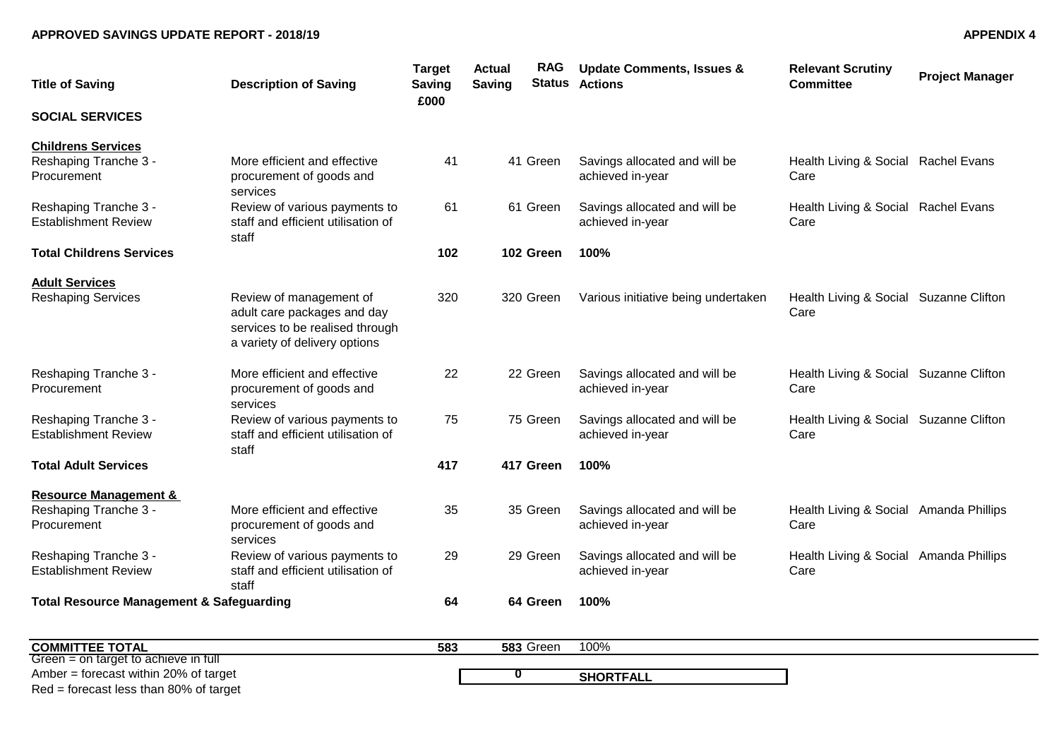**APPROVED SAVINGS UPDATE REPORT - 2018/19** **APPENDIX 4**

| Title of Saving | Description of Saving | Target Saving £000 | Actual Saving | RAG Status | Update Comments, Issues & Actions | Relevant Scrutiny Committee | Project Manager |
|---|---|---|---|---|---|---|---|
| **SOCIAL SERVICES** | | | | | | | |
| **Childrens Services** | | | | | | | |
| Reshaping Tranche 3 - Procurement | More efficient and effective procurement of goods and services | 41 | 41 | Green | Savings allocated and will be achieved in-year | Health Living & Social Care | Rachel Evans |
| Reshaping Tranche 3 - Establishment Review | Review of various payments to staff and efficient utilisation of staff | 61 | 61 | Green | Savings allocated and will be achieved in-year | Health Living & Social Care | Rachel Evans |
| **Total Childrens Services** | | **102** | **102** | **Green** | **100%** | | |
| **Adult Services** | | | | | | | |
| Reshaping Services | Review of management of adult care packages and day services to be realised through a variety of delivery options | 320 | 320 | Green | Various initiative being undertaken | Health Living & Social Care | Suzanne Clifton |
| Reshaping Tranche 3 - Procurement | More efficient and effective procurement of goods and services | 22 | 22 | Green | Savings allocated and will be achieved in-year | Health Living & Social Care | Suzanne Clifton |
| Reshaping Tranche 3 - Establishment Review | Review of various payments to staff and efficient utilisation of staff | 75 | 75 | Green | Savings allocated and will be achieved in-year | Health Living & Social Care | Suzanne Clifton |
| **Total Adult Services** | | **417** | **417** | **Green** | **100%** | | |
| **Resource Management &** | | | | | | | |
| Reshaping Tranche 3 - Procurement | More efficient and effective procurement of goods and services | 35 | 35 | Green | Savings allocated and will be achieved in-year | Health Living & Social Care | Amanda Phillips |
| Reshaping Tranche 3 - Establishment Review | Review of various payments to staff and efficient utilisation of staff | 29 | 29 | Green | Savings allocated and will be achieved in-year | Health Living & Social Care | Amanda Phillips |
| **Total Resource Management & Safeguarding** | | **64** | **64** | **Green** | **100%** | | |
| **COMMITTEE TOTAL** | | **583** | **583** | Green | 100% | | |

Green = on target to achieve in full
Amber = forecast within 20% of target
Red = forecast less than 80% of target

| | |
|---|---|
| **0** | **SHORTFALL** |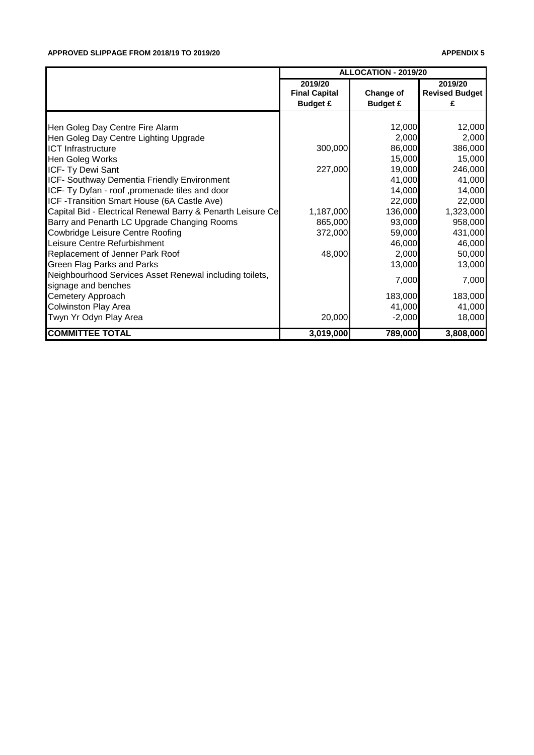**APPROVED SLIPPAGE FROM 2018/19 TO 2019/20** **APPENDIX 5**

| | ALLOCATION - 2019/20 | | |
|---|---|---|---|
| | 2019/20 Final Capital Budget £ | Change of Budget £ | 2019/20 Revised Budget £ |
| Hen Goleg Day Centre Fire Alarm | | 12,000 | 12,000 |
| Hen Goleg Day Centre Lighting Upgrade | | 2,000 | 2,000 |
| ICT Infrastructure | 300,000 | 86,000 | 386,000 |
| Hen Goleg Works | | 15,000 | 15,000 |
| ICF- Ty Dewi Sant | 227,000 | 19,000 | 246,000 |
| ICF- Southway Dementia Friendly Environment | | 41,000 | 41,000 |
| ICF- Ty Dyfan - roof ,promenade tiles and door | | 14,000 | 14,000 |
| ICF -Transition Smart House (6A Castle Ave) | | 22,000 | 22,000 |
| Capital Bid - Electrical Renewal Barry & Penarth Leisure Ce | 1,187,000 | 136,000 | 1,323,000 |
| Barry and Penarth LC Upgrade Changing Rooms | 865,000 | 93,000 | 958,000 |
| Cowbridge Leisure Centre Roofing | 372,000 | 59,000 | 431,000 |
| Leisure Centre Refurbishment | | 46,000 | 46,000 |
| Replacement of Jenner Park Roof | 48,000 | 2,000 | 50,000 |
| Green Flag Parks and Parks | | 13,000 | 13,000 |
| Neighbourhood Services Asset Renewal including toilets, signage and benches | | 7,000 | 7,000 |
| Cemetery Approach | | 183,000 | 183,000 |
| Colwinston Play Area | | 41,000 | 41,000 |
| Twyn Yr Odyn Play Area | 20,000 | -2,000 | 18,000 |
| **COMMITTEE TOTAL** | **3,019,000** | **789,000** | **3,808,000** |